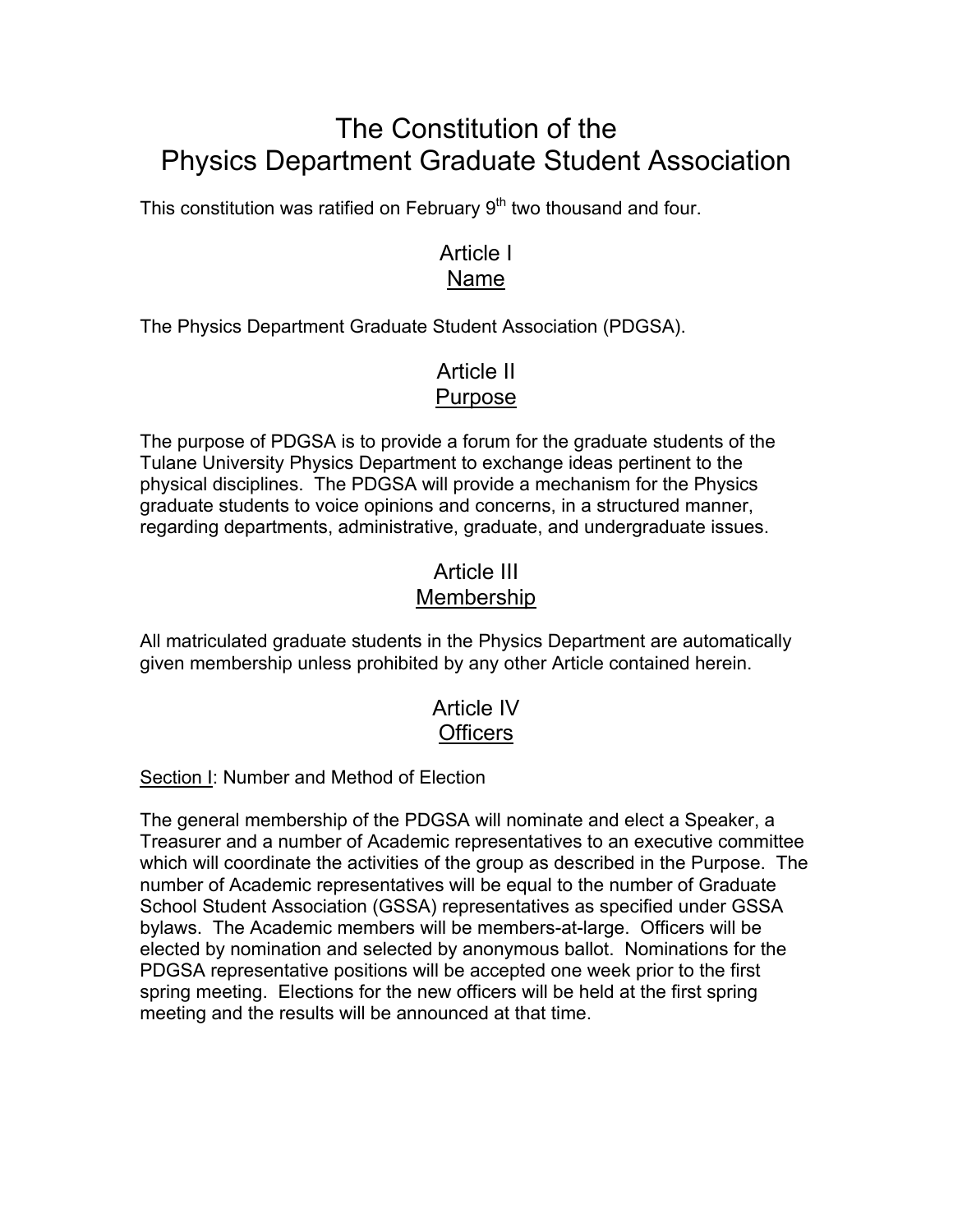# The Constitution of the Physics Department Graduate Student Association

This constitution was ratified on February 9th two thousand and four.

## Article I
## Name

The Physics Department Graduate Student Association (PDGSA).

## Article II
## Purpose

The purpose of PDGSA is to provide a forum for the graduate students of the Tulane University Physics Department to exchange ideas pertinent to the physical disciplines. The PDGSA will provide a mechanism for the Physics graduate students to voice opinions and concerns, in a structured manner, regarding departments, administrative, graduate, and undergraduate issues.

## Article III
## Membership

All matriculated graduate students in the Physics Department are automatically given membership unless prohibited by any other Article contained herein.

## Article IV
## Officers

Section I: Number and Method of Election

The general membership of the PDGSA will nominate and elect a Speaker, a Treasurer and a number of Academic representatives to an executive committee which will coordinate the activities of the group as described in the Purpose. The number of Academic representatives will be equal to the number of Graduate School Student Association (GSSA) representatives as specified under GSSA bylaws. The Academic members will be members-at-large. Officers will be elected by nomination and selected by anonymous ballot. Nominations for the PDGSA representative positions will be accepted one week prior to the first spring meeting. Elections for the new officers will be held at the first spring meeting and the results will be announced at that time.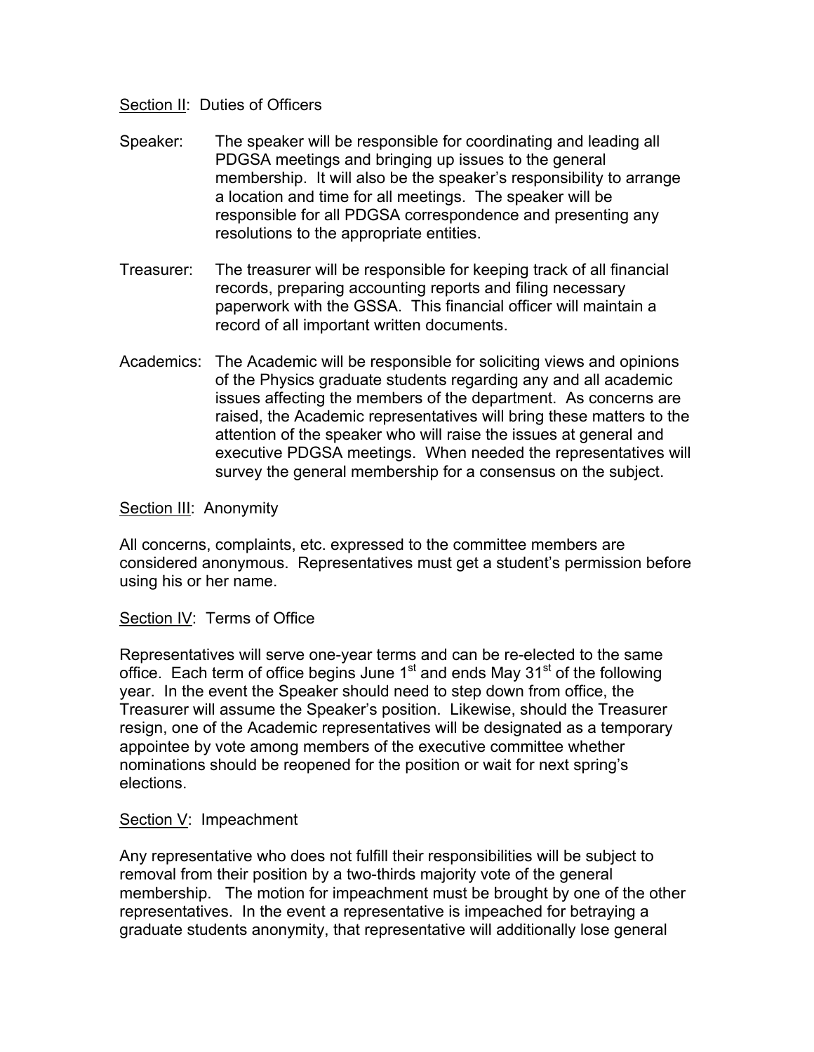<u>Section II</u>: Duties of Officers

Speaker: The speaker will be responsible for coordinating and leading all PDGSA meetings and bringing up issues to the general membership. It will also be the speaker's responsibility to arrange a location and time for all meetings. The speaker will be responsible for all PDGSA correspondence and presenting any resolutions to the appropriate entities.

Treasurer: The treasurer will be responsible for keeping track of all financial records, preparing accounting reports and filing necessary paperwork with the GSSA. This financial officer will maintain a record of all important written documents.

Academics: The Academic will be responsible for soliciting views and opinions of the Physics graduate students regarding any and all academic issues affecting the members of the department. As concerns are raised, the Academic representatives will bring these matters to the attention of the speaker who will raise the issues at general and executive PDGSA meetings. When needed the representatives will survey the general membership for a consensus on the subject.

<u>Section III</u>: Anonymity

All concerns, complaints, etc. expressed to the committee members are considered anonymous. Representatives must get a student's permission before using his or her name.

<u>Section IV</u>: Terms of Office

Representatives will serve one-year terms and can be re-elected to the same office. Each term of office begins June 1st and ends May 31st of the following year. In the event the Speaker should need to step down from office, the Treasurer will assume the Speaker's position. Likewise, should the Treasurer resign, one of the Academic representatives will be designated as a temporary appointee by vote among members of the executive committee whether nominations should be reopened for the position or wait for next spring's elections.

<u>Section V</u>: Impeachment

Any representative who does not fulfill their responsibilities will be subject to removal from their position by a two-thirds majority vote of the general membership. The motion for impeachment must be brought by one of the other representatives. In the event a representative is impeached for betraying a graduate students anonymity, that representative will additionally lose general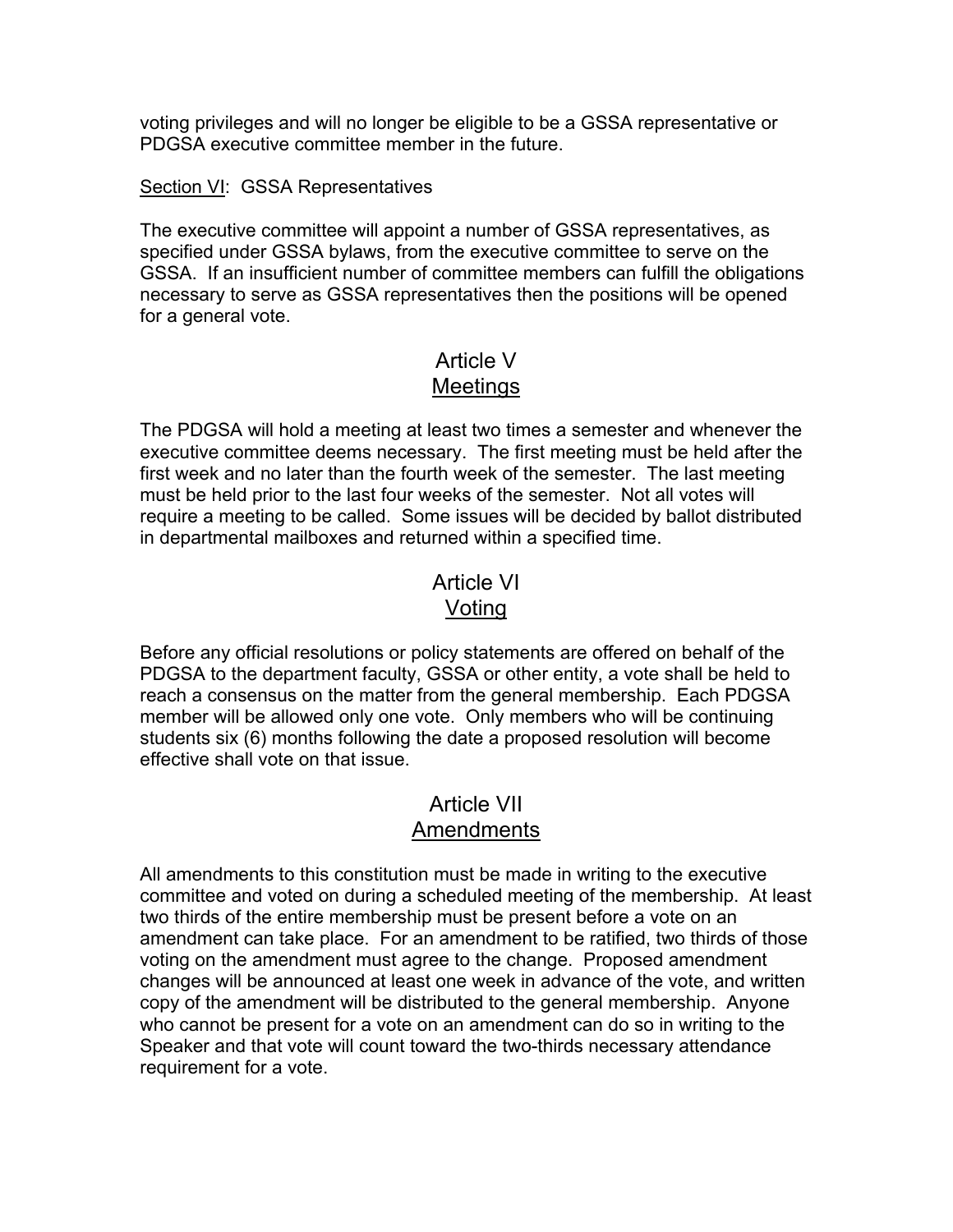voting privileges and will no longer be eligible to be a GSSA representative or PDGSA executive committee member in the future.

Section VI: GSSA Representatives

The executive committee will appoint a number of GSSA representatives, as specified under GSSA bylaws, from the executive committee to serve on the GSSA. If an insufficient number of committee members can fulfill the obligations necessary to serve as GSSA representatives then the positions will be opened for a general vote.

## Article V
## Meetings

The PDGSA will hold a meeting at least two times a semester and whenever the executive committee deems necessary. The first meeting must be held after the first week and no later than the fourth week of the semester. The last meeting must be held prior to the last four weeks of the semester. Not all votes will require a meeting to be called. Some issues will be decided by ballot distributed in departmental mailboxes and returned within a specified time.

## Article VI
## Voting

Before any official resolutions or policy statements are offered on behalf of the PDGSA to the department faculty, GSSA or other entity, a vote shall be held to reach a consensus on the matter from the general membership. Each PDGSA member will be allowed only one vote. Only members who will be continuing students six (6) months following the date a proposed resolution will become effective shall vote on that issue.

## Article VII
## Amendments

All amendments to this constitution must be made in writing to the executive committee and voted on during a scheduled meeting of the membership. At least two thirds of the entire membership must be present before a vote on an amendment can take place. For an amendment to be ratified, two thirds of those voting on the amendment must agree to the change. Proposed amendment changes will be announced at least one week in advance of the vote, and written copy of the amendment will be distributed to the general membership. Anyone who cannot be present for a vote on an amendment can do so in writing to the Speaker and that vote will count toward the two-thirds necessary attendance requirement for a vote.